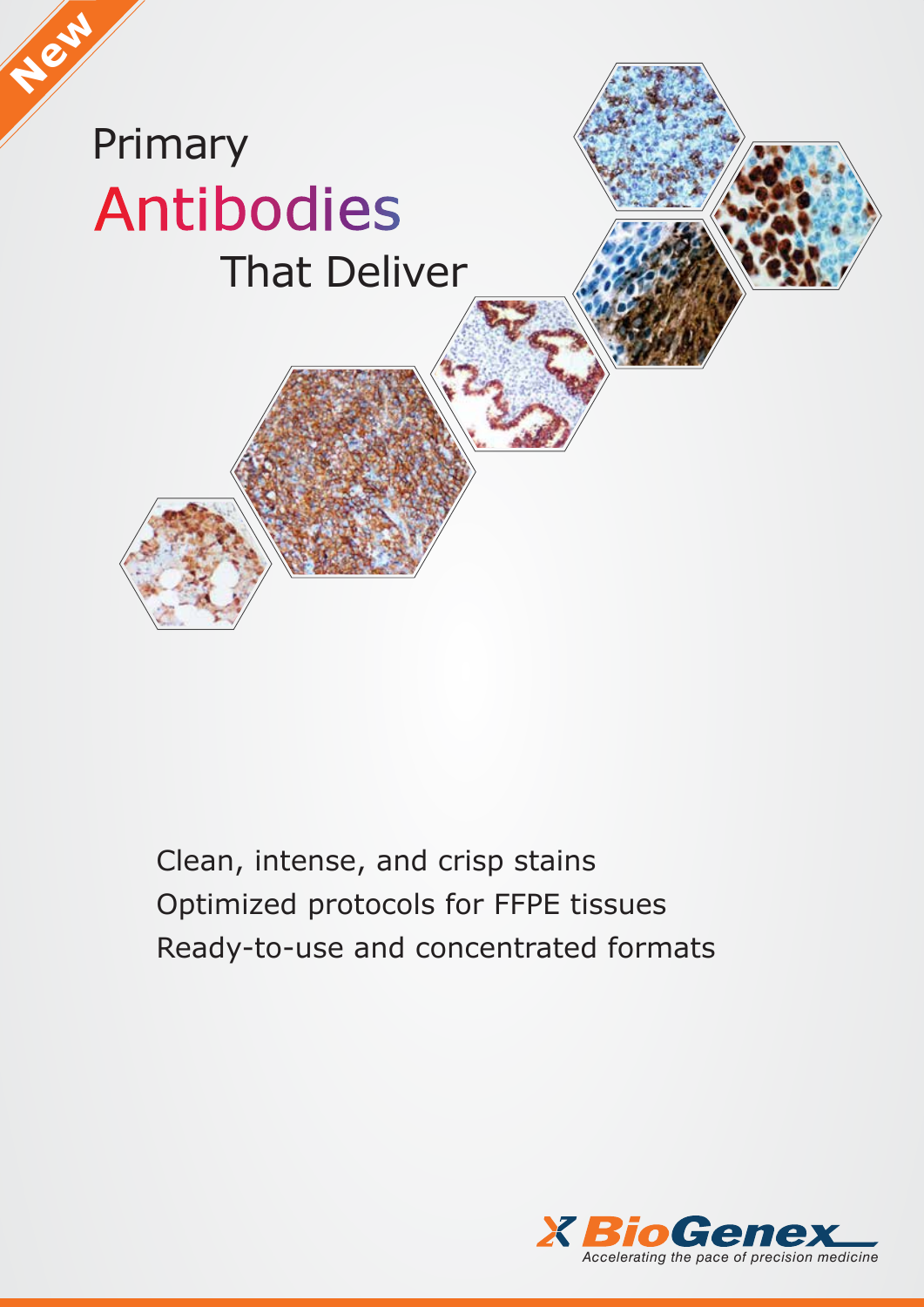New

# Primary Antibodies That Deliver

Clean, intense, and crisp stains

Optimized protocols for FFPE tissues

Ready-to-use and concentrated formats

BioGenex

*Accelerating the pace of precision medicine*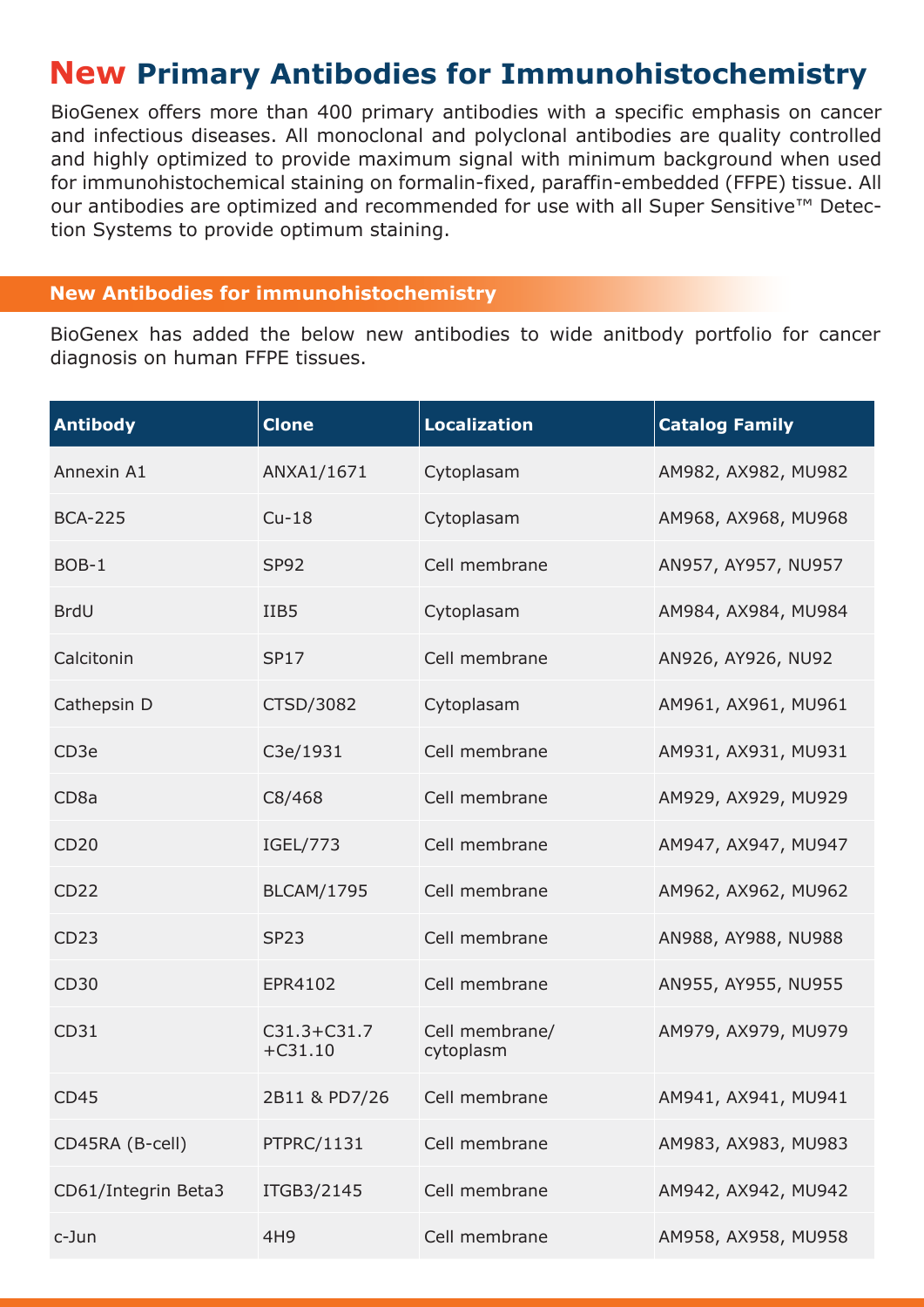# New Primary Antibodies for Immunohistochemistry

BioGenex offers more than 400 primary antibodies with a specific emphasis on cancer and infectious diseases. All monoclonal and polyclonal antibodies are quality controlled and highly optimized to provide maximum signal with minimum background when used for immunohistochemical staining on formalin-fixed, paraffin-embedded (FFPE) tissue. All our antibodies are optimized and recommended for use with all Super Sensitive™ Detection Systems to provide optimum staining.

## New Antibodies for immunohistochemistry

BioGenex has added the below new antibodies to wide anitbody portfolio for cancer diagnosis on human FFPE tissues.

| Antibody | Clone | Localization | Catalog Family |
|---|---|---|---|
| Annexin A1 | ANXA1/1671 | Cytoplasam | AM982, AX982, MU982 |
| BCA-225 | Cu-18 | Cytoplasam | AM968, AX968, MU968 |
| BOB-1 | SP92 | Cell membrane | AN957, AY957, NU957 |
| BrdU | IIB5 | Cytoplasam | AM984, AX984, MU984 |
| Calcitonin | SP17 | Cell membrane | AN926, AY926, NU92 |
| Cathepsin D | CTSD/3082 | Cytoplasam | AM961, AX961, MU961 |
| CD3e | C3e/1931 | Cell membrane | AM931, AX931, MU931 |
| CD8a | C8/468 | Cell membrane | AM929, AX929, MU929 |
| CD20 | IGEL/773 | Cell membrane | AM947, AX947, MU947 |
| CD22 | BLCAM/1795 | Cell membrane | AM962, AX962, MU962 |
| CD23 | SP23 | Cell membrane | AN988, AY988, NU988 |
| CD30 | EPR4102 | Cell membrane | AN955, AY955, NU955 |
| CD31 | C31.3+C31.7 +C31.10 | Cell membrane/ cytoplasm | AM979, AX979, MU979 |
| CD45 | 2B11 & PD7/26 | Cell membrane | AM941, AX941, MU941 |
| CD45RA (B-cell) | PTPRC/1131 | Cell membrane | AM983, AX983, MU983 |
| CD61/Integrin Beta3 | ITGB3/2145 | Cell membrane | AM942, AX942, MU942 |
| c-Jun | 4H9 | Cell membrane | AM958, AX958, MU958 |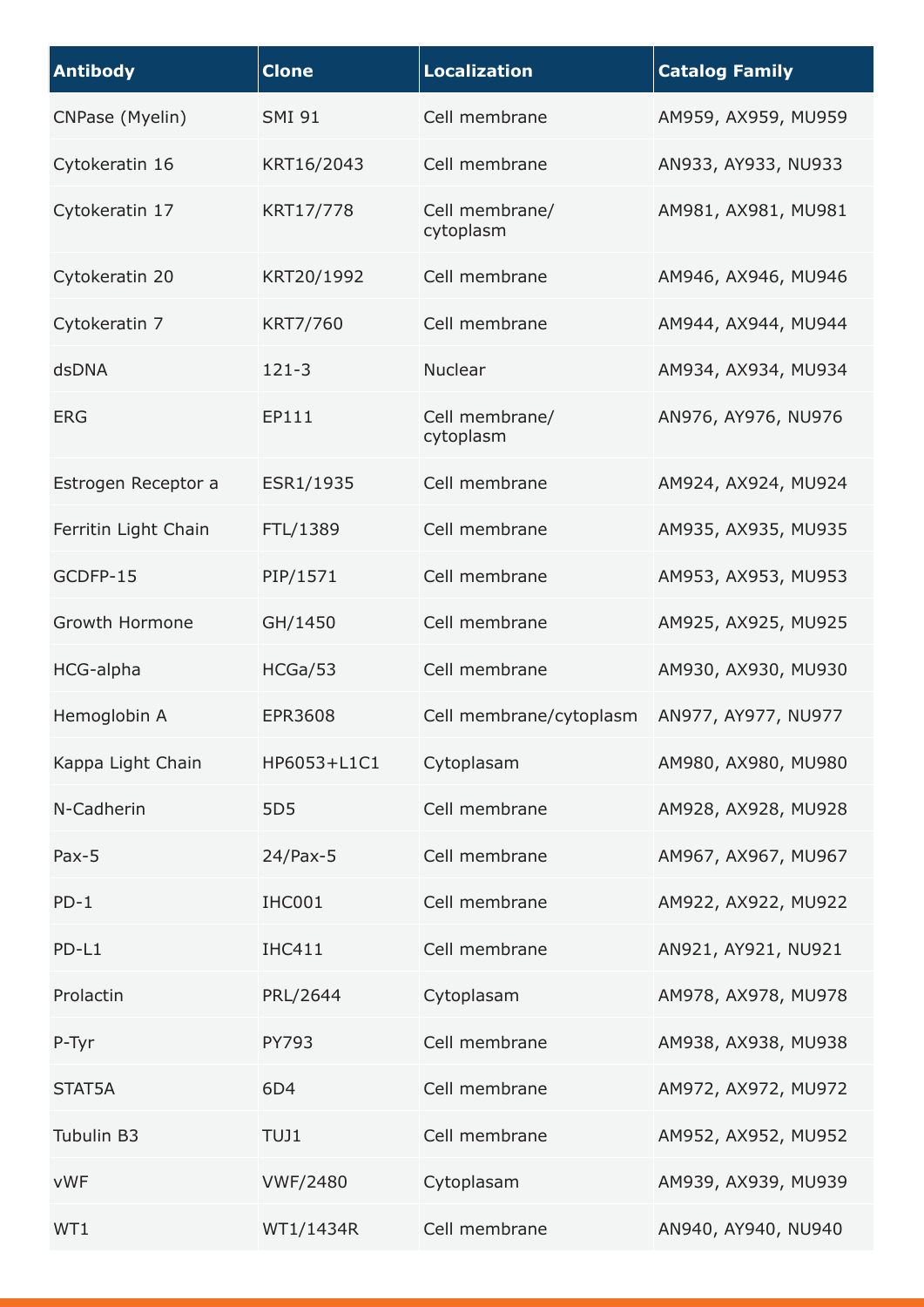| Antibody | Clone | Localization | Catalog Family |
| --- | --- | --- | --- |
| CNPase (Myelin) | SMI 91 | Cell membrane | AM959, AX959, MU959 |
| Cytokeratin 16 | KRT16/2043 | Cell membrane | AN933, AY933, NU933 |
| Cytokeratin 17 | KRT17/778 | Cell membrane/ cytoplasm | AM981, AX981, MU981 |
| Cytokeratin 20 | KRT20/1992 | Cell membrane | AM946, AX946, MU946 |
| Cytokeratin 7 | KRT7/760 | Cell membrane | AM944, AX944, MU944 |
| dsDNA | 121-3 | Nuclear | AM934, AX934, MU934 |
| ERG | EP111 | Cell membrane/ cytoplasm | AN976, AY976, NU976 |
| Estrogen Receptor a | ESR1/1935 | Cell membrane | AM924, AX924, MU924 |
| Ferritin Light Chain | FTL/1389 | Cell membrane | AM935, AX935, MU935 |
| GCDFP-15 | PIP/1571 | Cell membrane | AM953, AX953, MU953 |
| Growth Hormone | GH/1450 | Cell membrane | AM925, AX925, MU925 |
| HCG-alpha | HCGa/53 | Cell membrane | AM930, AX930, MU930 |
| Hemoglobin A | EPR3608 | Cell membrane/cytoplasm | AN977, AY977, NU977 |
| Kappa Light Chain | HP6053+L1C1 | Cytoplasam | AM980, AX980, MU980 |
| N-Cadherin | 5D5 | Cell membrane | AM928, AX928, MU928 |
| Pax-5 | 24/Pax-5 | Cell membrane | AM967, AX967, MU967 |
| PD-1 | IHC001 | Cell membrane | AM922, AX922, MU922 |
| PD-L1 | IHC411 | Cell membrane | AN921, AY921, NU921 |
| Prolactin | PRL/2644 | Cytoplasam | AM978, AX978, MU978 |
| P-Tyr | PY793 | Cell membrane | AM938, AX938, MU938 |
| STAT5A | 6D4 | Cell membrane | AM972, AX972, MU972 |
| Tubulin B3 | TUJ1 | Cell membrane | AM952, AX952, MU952 |
| vWF | VWF/2480 | Cytoplasam | AM939, AX939, MU939 |
| WT1 | WT1/1434R | Cell membrane | AN940, AY940, NU940 |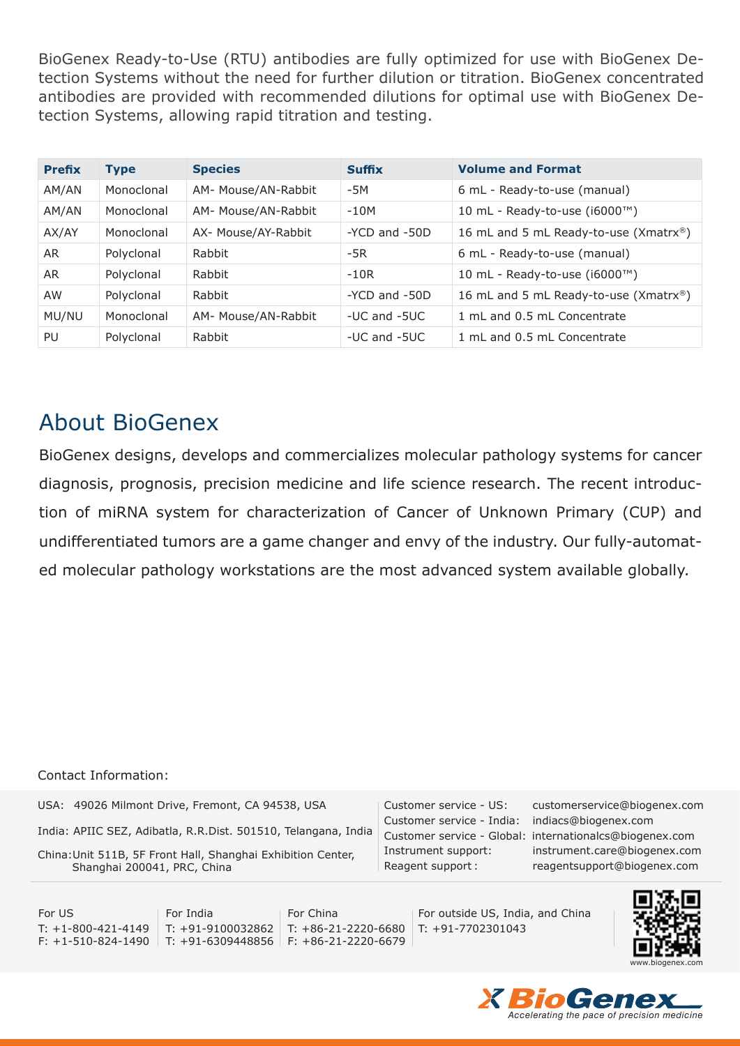BioGenex Ready-to-Use (RTU) antibodies are fully optimized for use with BioGenex Detection Systems without the need for further dilution or titration. BioGenex concentrated antibodies are provided with recommended dilutions for optimal use with BioGenex Detection Systems, allowing rapid titration and testing.

| Prefix | Type | Species | Suffix | Volume and Format |
|---|---|---|---|---|
| AM/AN | Monoclonal | AM- Mouse/AN-Rabbit | -5M | 6 mL - Ready-to-use (manual) |
| AM/AN | Monoclonal | AM- Mouse/AN-Rabbit | -10M | 10 mL - Ready-to-use (i6000™) |
| AX/AY | Monoclonal | AX- Mouse/AY-Rabbit | -YCD and -50D | 16 mL and 5 mL Ready-to-use (Xmatrx®) |
| AR | Polyclonal | Rabbit | -5R | 6 mL - Ready-to-use (manual) |
| AR | Polyclonal | Rabbit | -10R | 10 mL - Ready-to-use (i6000™) |
| AW | Polyclonal | Rabbit | -YCD and -50D | 16 mL and 5 mL Ready-to-use (Xmatrx®) |
| MU/NU | Monoclonal | AM- Mouse/AN-Rabbit | -UC and -5UC | 1 mL and 0.5 mL Concentrate |
| PU | Polyclonal | Rabbit | -UC and -5UC | 1 mL and 0.5 mL Concentrate |

# About BioGenex

BioGenex designs, develops and commercializes molecular pathology systems for cancer diagnosis, prognosis, precision medicine and life science research. The recent introduction of miRNA system for characterization of Cancer of Unknown Primary (CUP) and undifferentiated tumors are a game changer and envy of the industry. Our fully-automated molecular pathology workstations are the most advanced system available globally.

Contact Information:

USA: 49026 Milmont Drive, Fremont, CA 94538, USA

India: APIIC SEZ, Adibatla, R.R.Dist. 501510, Telangana, India

China: Unit 511B, 5F Front Hall, Shanghai Exhibition Center, Shanghai 200041, PRC, China

Customer service - US: customerservice@biogenex.com
Customer service - India: indiacs@biogenex.com
Customer service - Global: internationalcs@biogenex.com
Instrument support: instrument.care@biogenex.com
Reagent support: reagentsupport@biogenex.com

For US
T: +1-800-421-4149
F: +1-510-824-1490

For India
T: +91-9100032862
T: +91-6309448856

For China
T: +86-21-2220-6680
F: +86-21-2220-6679

For outside US, India, and China
T: +91-7702301043

www.biogenex.com

BioGenex
*Accelerating the pace of precision medicine*